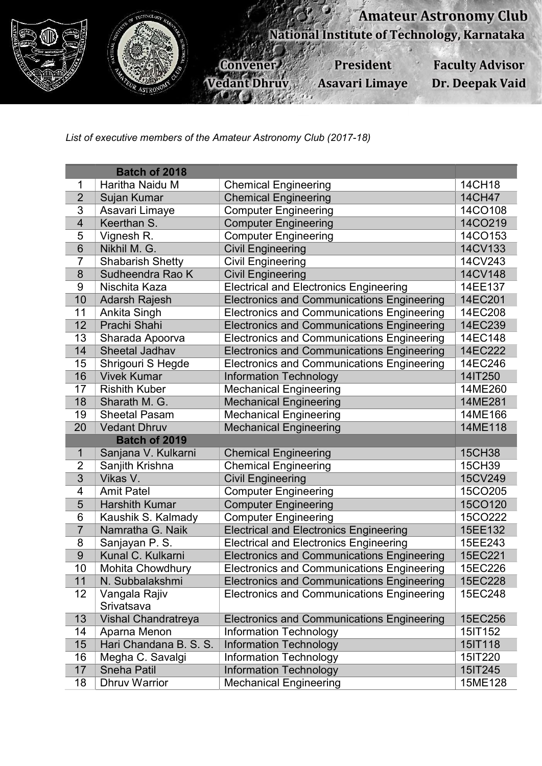# Amateur Astronomy Club

## National Institute of Technology, Karnataka

| Convener | President | Faculty Advisor |
|---|---|---|
| Vedant Dhruv | Asavari Limaye | Dr. Deepak Vaid |

*List of executive members of the Amateur Astronomy Club (2017-18)*

| | Batch of 2018 | | |
|---|---|---|---|
| 1 | Haritha Naidu M | Chemical Engineering | 14CH18 |
| 2 | Sujan Kumar | Chemical Engineering | 14CH47 |
| 3 | Asavari Limaye | Computer Engineering | 14CO108 |
| 4 | Keerthan S. | Computer Engineering | 14CO219 |
| 5 | Vignesh R. | Computer Engineering | 14CO153 |
| 6 | Nikhil M. G. | Civil Engineering | 14CV133 |
| 7 | Shabarish Shetty | Civil Engineering | 14CV243 |
| 8 | Sudheendra Rao K | Civil Engineering | 14CV148 |
| 9 | Nischita Kaza | Electrical and Electronics Engineering | 14EE137 |
| 10 | Adarsh Rajesh | Electronics and Communications Engineering | 14EC201 |
| 11 | Ankita Singh | Electronics and Communications Engineering | 14EC208 |
| 12 | Prachi Shahi | Electronics and Communications Engineering | 14EC239 |
| 13 | Sharada Apoorva | Electronics and Communications Engineering | 14EC148 |
| 14 | Sheetal Jadhav | Electronics and Communications Engineering | 14EC222 |
| 15 | Shrigouri S Hegde | Electronics and Communications Engineering | 14EC246 |
| 16 | Vivek Kumar | Information Technology | 14IT250 |
| 17 | Rishith Kuber | Mechanical Engineering | 14ME260 |
| 18 | Sharath M. G. | Mechanical Engineering | 14ME281 |
| 19 | Sheetal Pasam | Mechanical Engineering | 14ME166 |
| 20 | Vedant Dhruv | Mechanical Engineering | 14ME118 |
| | **Batch of 2019** | | |
| 1 | Sanjana V. Kulkarni | Chemical Engineering | 15CH38 |
| 2 | Sanjith Krishna | Chemical Engineering | 15CH39 |
| 3 | Vikas V. | Civil Engineering | 15CV249 |
| 4 | Amit Patel | Computer Engineering | 15CO205 |
| 5 | Harshith Kumar | Computer Engineering | 15CO120 |
| 6 | Kaushik S. Kalmady | Computer Engineering | 15CO222 |
| 7 | Namratha G. Naik | Electrical and Electronics Engineering | 15EE132 |
| 8 | Sanjayan P. S. | Electrical and Electronics Engineering | 15EE243 |
| 9 | Kunal C. Kulkarni | Electronics and Communications Engineering | 15EC221 |
| 10 | Mohita Chowdhury | Electronics and Communications Engineering | 15EC226 |
| 11 | N. Subbalakshmi | Electronics and Communications Engineering | 15EC228 |
| 12 | Vangala Rajiv Srivatsava | Electronics and Communications Engineering | 15EC248 |
| 13 | Vishal Chandratreya | Electronics and Communications Engineering | 15EC256 |
| 14 | Aparna Menon | Information Technology | 15IT152 |
| 15 | Hari Chandana B. S. S. | Information Technology | 15IT118 |
| 16 | Megha C. Savalgi | Information Technology | 15IT220 |
| 17 | Sneha Patil | Information Technology | 15IT245 |
| 18 | Dhruv Warrior | Mechanical Engineering | 15ME128 |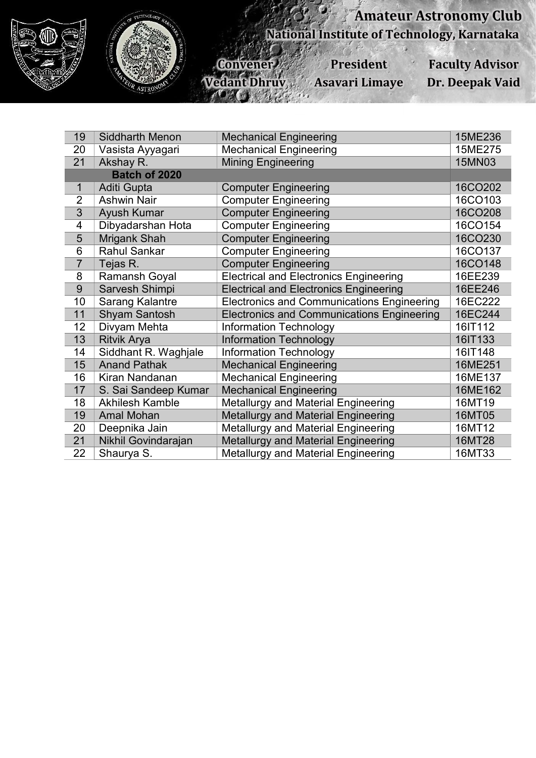| | | | |
|---|---|---|---|
| 19 | Siddharth Menon | Mechanical Engineering | 15ME236 |
| 20 | Vasista Ayyagari | Mechanical Engineering | 15ME275 |
| 21 | Akshay R. | Mining Engineering | 15MN03 |
| | **Batch of 2020** | | |
| 1 | Aditi Gupta | Computer Engineering | 16CO202 |
| 2 | Ashwin Nair | Computer Engineering | 16CO103 |
| 3 | Ayush Kumar | Computer Engineering | 16CO208 |
| 4 | Dibyadarshan Hota | Computer Engineering | 16CO154 |
| 5 | Mrigank Shah | Computer Engineering | 16CO230 |
| 6 | Rahul Sankar | Computer Engineering | 16CO137 |
| 7 | Tejas R. | Computer Engineering | 16CO148 |
| 8 | Ramansh Goyal | Electrical and Electronics Engineering | 16EE239 |
| 9 | Sarvesh Shimpi | Electrical and Electronics Engineering | 16EE246 |
| 10 | Sarang Kalantre | Electronics and Communications Engineering | 16EC222 |
| 11 | Shyam Santosh | Electronics and Communications Engineering | 16EC244 |
| 12 | Divyam Mehta | Information Technology | 16IT112 |
| 13 | Ritvik Arya | Information Technology | 16IT133 |
| 14 | Siddhant R. Waghjale | Information Technology | 16IT148 |
| 15 | Anand Pathak | Mechanical Engineering | 16ME251 |
| 16 | Kiran Nandanan | Mechanical Engineering | 16ME137 |
| 17 | S. Sai Sandeep Kumar | Mechanical Engineering | 16ME162 |
| 18 | Akhilesh Kamble | Metallurgy and Material Engineering | 16MT19 |
| 19 | Amal Mohan | Metallurgy and Material Engineering | 16MT05 |
| 20 | Deepnika Jain | Metallurgy and Material Engineering | 16MT12 |
| 21 | Nikhil Govindarajan | Metallurgy and Material Engineering | 16MT28 |
| 22 | Shaurya S. | Metallurgy and Material Engineering | 16MT33 |